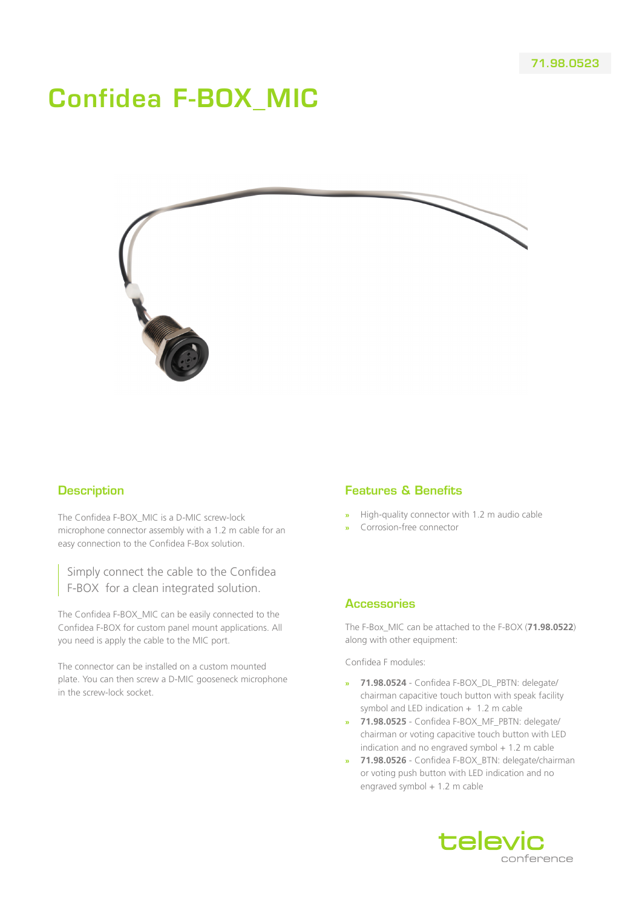71.98.0523

# Confidea F-BOX_MIC

## Description

The Confidea F-BOX_MIC is a D-MIC screw-lock microphone connector assembly with a 1.2 m cable for an easy connection to the Confidea F-Box solution.

> Simply connect the cable to the Confidea F-BOX for a clean integrated solution.

The Confidea F-BOX_MIC can be easily connected to the Confidea F-BOX for custom panel mount applications. All you need is apply the cable to the MIC port.

The connector can be installed on a custom mounted plate. You can then screw a D-MIC gooseneck microphone in the screw-lock socket.

## Features & Benefits

- High-quality connector with 1.2 m audio cable
- Corrosion-free connector

## Accessories

The F-Box_MIC can be attached to the F-BOX (**71.98.0522**) along with other equipment:

Confidea F modules:

- **71.98.0524** - Confidea F-BOX_DL_PBTN: delegate/ chairman capacitive touch button with speak facility symbol and LED indication + 1.2 m cable
- **71.98.0525** - Confidea F-BOX_MF_PBTN: delegate/ chairman or voting capacitive touch button with LED indication and no engraved symbol + 1.2 m cable
- **71.98.0526** - Confidea F-BOX_BTN: delegate/chairman or voting push button with LED indication and no engraved symbol + 1.2 m cable

televic conference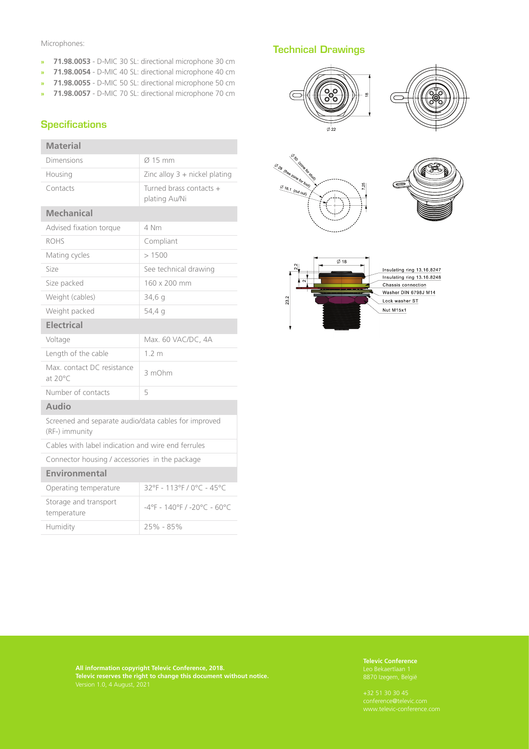Microphones:

- **71.98.0053** - D-MIC 30 SL: directional microphone 30 cm
- **71.98.0054** - D-MIC 40 SL: directional microphone 40 cm
- **71.98.0055** - D-MIC 50 SL: directional microphone 50 cm
- **71.98.0057** - D-MIC 70 SL: directional microphone 70 cm

## Specifications

| | |
|---|---|
| **Material** | |
| Dimensions | Ø 15 mm |
| Housing | Zinc alloy 3 + nickel plating |
| Contacts | Turned brass contacts + plating Au/Ni |
| **Mechanical** | |
| Advised fixation torque | 4 Nm |
| ROHS | Compliant |
| Mating cycles | > 1500 |
| Size | See technical drawing |
| Size packed | 160 x 200 mm |
| Weight (cables) | 34,6 g |
| Weight packed | 54,4 g |
| **Electrical** | |
| Voltage | Max. 60 VAC/DC, 4A |
| Length of the cable | 1.2 m |
| Max. contact DC resistance at 20°C | 3 mOhm |
| Number of contacts | 5 |
| **Audio** | |
| Screened and separate audio/data cables for improved (RF-) immunity | |
| Cables with label indication and wire end ferrules | |
| Connector housing / accessories in the package | |
| **Environmental** | |
| Operating temperature | 32°F - 113°F / 0°C - 45°C |
| Storage and transport temperature | -4°F - 140°F / -20°C - 60°C |
| Humidity | 25% - 85% |

## Technical Drawings

18

Ø 22

Ø 50 (zone for stud)

Ø 28 (free zone for tool)

Ø 16.1 (cut out)

7.25

Ø 18

2.2

2

23.2

Insulating ring 13.16.8247

Insulating ring 13.16.8248

Chassis connection

Washer DIN 6798J M14

Lock washer ST

Nut M15x1

**All information copyright Televic Conference, 2018.**
**Televic reserves the right to change this document without notice.**
Version 1.0, 4 August, 2021

**Televic Conference**
Leo Bekaertlaan 1
8870 Izegem, België

+32 51 30 30 45
conference@televic.com
www.televic-conference.com